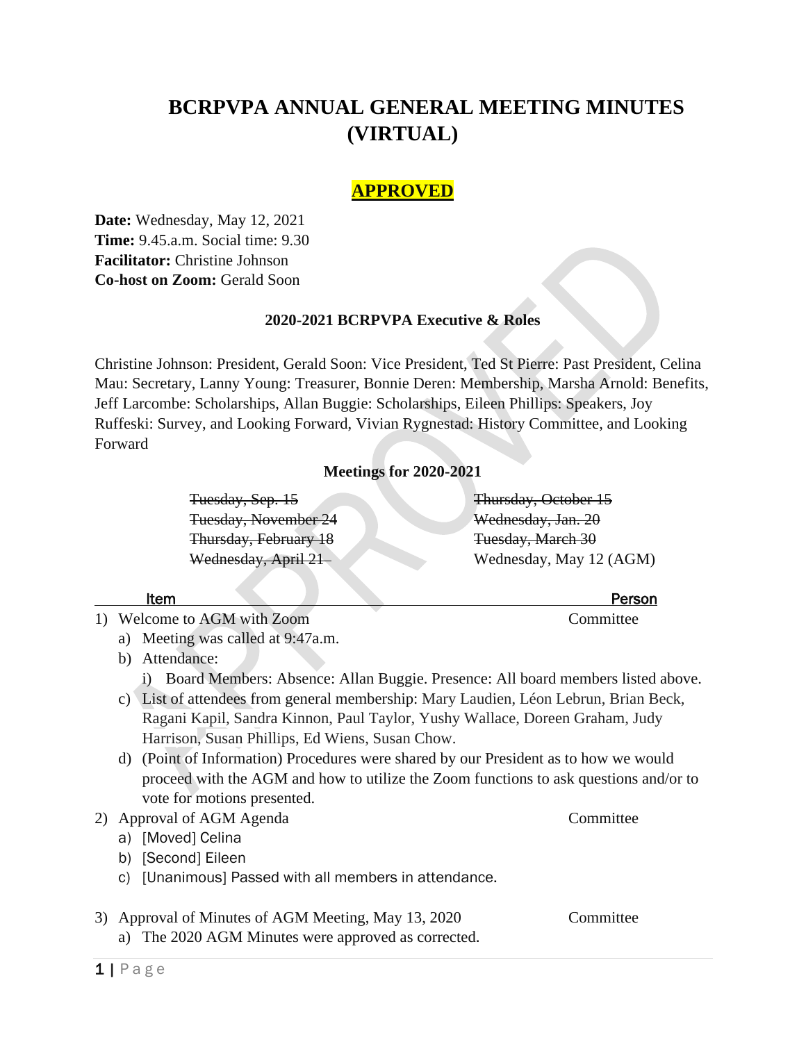# BCRPVPA ANNUAL GENERAL MEETING MINUTES (VIRTUAL)

**APPROVED**

**Date:** Wednesday, May 12, 2021
**Time:** 9.45.a.m. Social time: 9.30
**Facilitator:** Christine Johnson
**Co-host on Zoom:** Gerald Soon

### 2020-2021 BCRPVPA Executive & Roles

Christine Johnson: President, Gerald Soon: Vice President, Ted St Pierre: Past President, Celina Mau: Secretary, Lanny Young: Treasurer, Bonnie Deren: Membership, Marsha Arnold: Benefits, Jeff Larcombe: Scholarships, Allan Buggie: Scholarships, Eileen Phillips: Speakers, Joy Ruffeski: Survey, and Looking Forward, Vivian Rygnestad: History Committee, and Looking Forward

### Meetings for 2020-2021

| | |
|---|---|
| ~~Tuesday, Sep. 15~~ | ~~Thursday, October 15~~ |
| ~~Tuesday, November 24~~ | ~~Wednesday, Jan. 20~~ |
| ~~Thursday, February 18~~ | ~~Tuesday, March 30~~ |
| ~~Wednesday, April 21~~ | Wednesday, May 12 (AGM) |

| Item | Person |
|---|---|

1) Welcome to AGM with Zoom — Committee
   a) Meeting was called at 9:47a.m.
   b) Attendance:
      i) Board Members: Absence: Allan Buggie. Presence: All board members listed above.
   c) List of attendees from general membership: Mary Laudien, Léon Lebrun, Brian Beck, Ragani Kapil, Sandra Kinnon, Paul Taylor, Yushy Wallace, Doreen Graham, Judy Harrison, Susan Phillips, Ed Wiens, Susan Chow.
   d) (Point of Information) Procedures were shared by our President as to how we would proceed with the AGM and how to utilize the Zoom functions to ask questions and/or to vote for motions presented.
2) Approval of AGM Agenda — Committee
   a) [Moved] Celina
   b) [Second] Eileen
   c) [Unanimous] Passed with all members in attendance.
3) Approval of Minutes of AGM Meeting, May 13, 2020 — Committee
   a) The 2020 AGM Minutes were approved as corrected.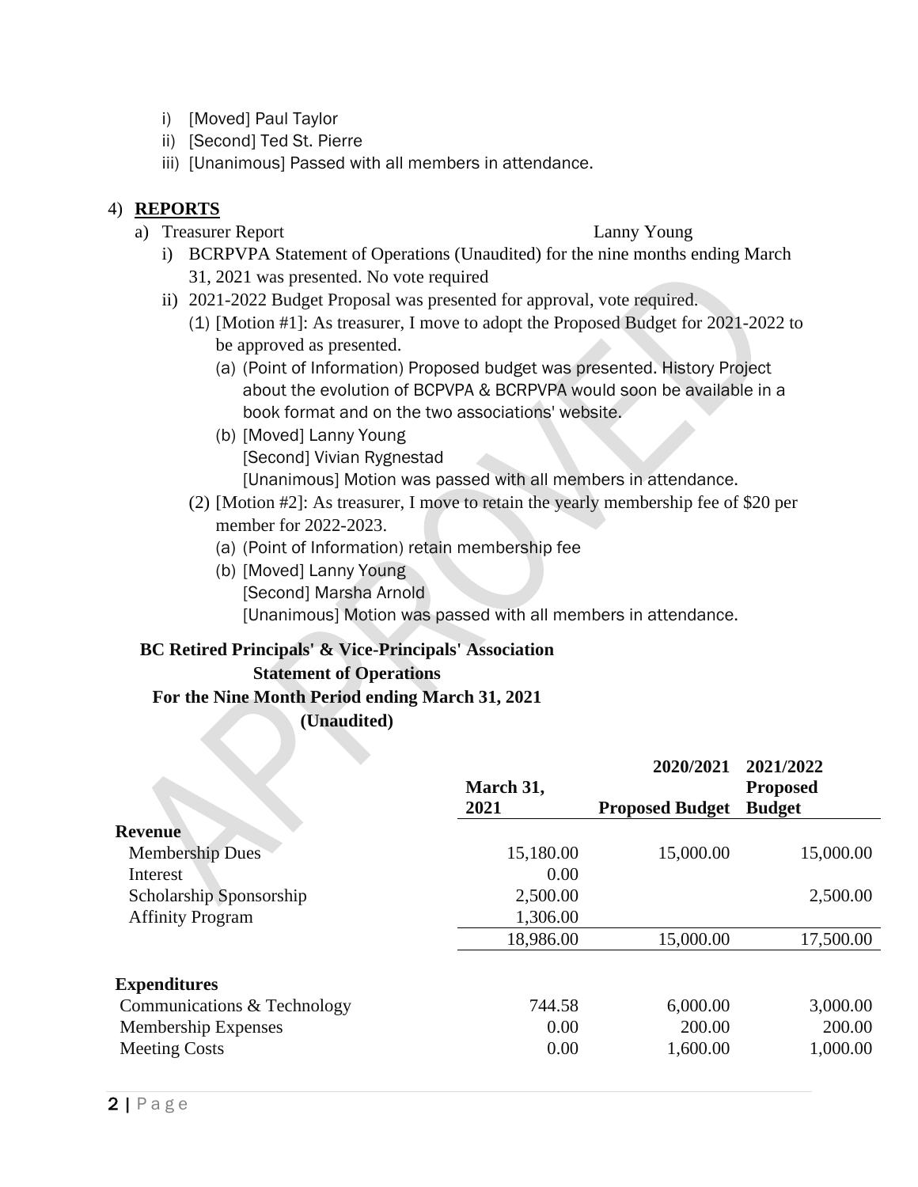i) [Moved] Paul Taylor
ii) [Second] Ted St. Pierre
iii) [Unanimous] Passed with all members in attendance.

4) **REPORTS**

a) Treasurer Report — Lanny Young

i) BCRPVPA Statement of Operations (Unaudited) for the nine months ending March 31, 2021 was presented. No vote required

ii) 2021-2022 Budget Proposal was presented for approval, vote required.

(1) [Motion #1]: As treasurer, I move to adopt the Proposed Budget for 2021-2022 to be approved as presented.

(a) (Point of Information) Proposed budget was presented. History Project about the evolution of BCPVPA & BCRPVPA would soon be available in a book format and on the two associations' website.

(b) [Moved] Lanny Young
[Second] Vivian Rygnestad
[Unanimous] Motion was passed with all members in attendance.

(2) [Motion #2]: As treasurer, I move to retain the yearly membership fee of $20 per member for 2022-2023.

(a) (Point of Information) retain membership fee

(b) [Moved] Lanny Young
[Second] Marsha Arnold
[Unanimous] Motion was passed with all members in attendance.

**BC Retired Principals' & Vice-Principals' Association**
**Statement of Operations**
**For the Nine Month Period ending March 31, 2021**
**(Unaudited)**

| | March 31, 2021 | 2020/2021 Proposed Budget | 2021/2022 Proposed Budget |
|---|---|---|---|
| **Revenue** | | | |
| Membership Dues | 15,180.00 | 15,000.00 | 15,000.00 |
| Interest | 0.00 | | |
| Scholarship Sponsorship | 2,500.00 | | 2,500.00 |
| Affinity Program | 1,306.00 | | |
| | 18,986.00 | 15,000.00 | 17,500.00 |
| **Expenditures** | | | |
| Communications & Technology | 744.58 | 6,000.00 | 3,000.00 |
| Membership Expenses | 0.00 | 200.00 | 200.00 |
| Meeting Costs | 0.00 | 1,600.00 | 1,000.00 |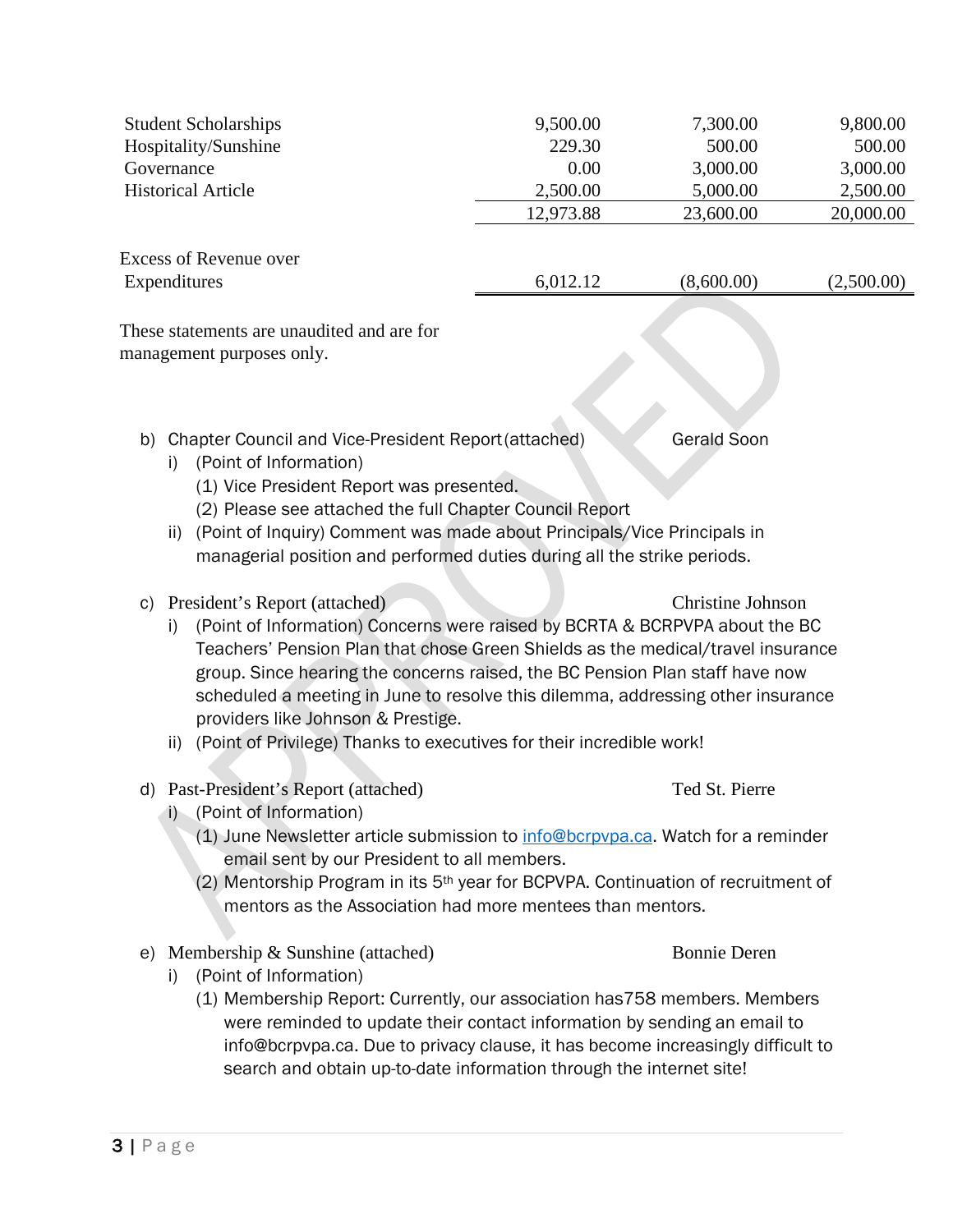| | | | |
|---|---|---|---|
| Student Scholarships | 9,500.00 | 7,300.00 | 9,800.00 |
| Hospitality/Sunshine | 229.30 | 500.00 | 500.00 |
| Governance | 0.00 | 3,000.00 | 3,000.00 |
| Historical Article | 2,500.00 | 5,000.00 | 2,500.00 |
| | 12,973.88 | 23,600.00 | 20,000.00 |
| Excess of Revenue over Expenditures | 6,012.12 | (8,600.00) | (2,500.00) |

These statements are unaudited and are for management purposes only.

b) Chapter Council and Vice-President Report (attached) — Gerald Soon
   i) (Point of Information)
      (1) Vice President Report was presented.
      (2) Please see attached the full Chapter Council Report
   ii) (Point of Inquiry) Comment was made about Principals/Vice Principals in managerial position and performed duties during all the strike periods.

c) President's Report (attached) — Christine Johnson
   i) (Point of Information) Concerns were raised by BCRTA & BCRPVPA about the BC Teachers' Pension Plan that chose Green Shields as the medical/travel insurance group. Since hearing the concerns raised, the BC Pension Plan staff have now scheduled a meeting in June to resolve this dilemma, addressing other insurance providers like Johnson & Prestige.
   ii) (Point of Privilege) Thanks to executives for their incredible work!

d) Past-President's Report (attached) — Ted St. Pierre
   i) (Point of Information)
      (1) June Newsletter article submission to info@bcrpvpa.ca. Watch for a reminder email sent by our President to all members.
      (2) Mentorship Program in its 5th year for BCPVPA. Continuation of recruitment of mentors as the Association had more mentees than mentors.

e) Membership & Sunshine (attached) — Bonnie Deren
   i) (Point of Information)
      (1) Membership Report: Currently, our association has758 members. Members were reminded to update their contact information by sending an email to info@bcrpvpa.ca. Due to privacy clause, it has become increasingly difficult to search and obtain up-to-date information through the internet site!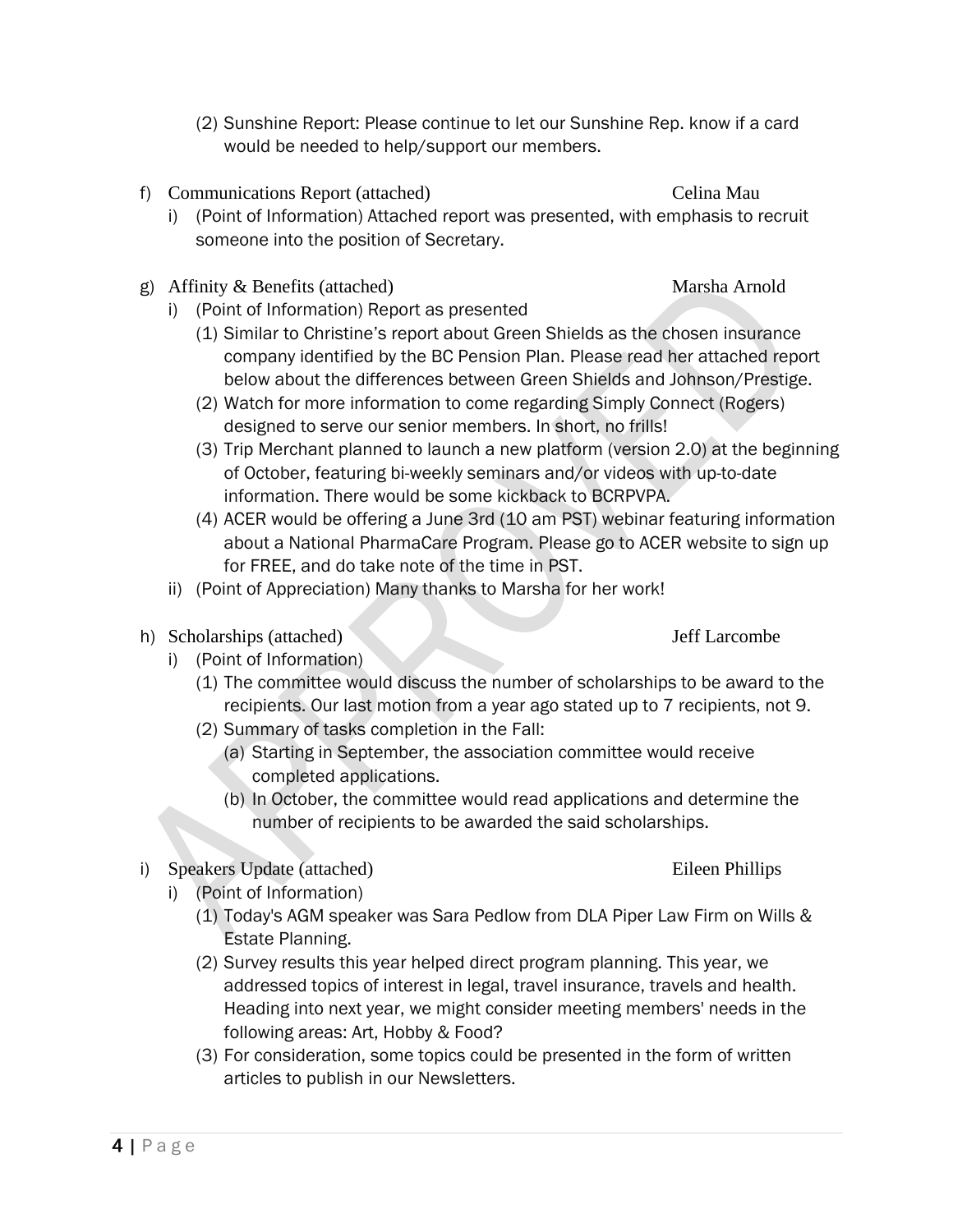(2) Sunshine Report: Please continue to let our Sunshine Rep. know if a card would be needed to help/support our members.

f) Communications Report (attached) — Celina Mau

  i) (Point of Information) Attached report was presented, with emphasis to recruit someone into the position of Secretary.

g) Affinity & Benefits (attached) — Marsha Arnold

  i) (Point of Information) Report as presented

    (1) Similar to Christine's report about Green Shields as the chosen insurance company identified by the BC Pension Plan. Please read her attached report below about the differences between Green Shields and Johnson/Prestige.

    (2) Watch for more information to come regarding Simply Connect (Rogers) designed to serve our senior members. In short, no frills!

    (3) Trip Merchant planned to launch a new platform (version 2.0) at the beginning of October, featuring bi-weekly seminars and/or videos with up-to-date information. There would be some kickback to BCRPVPA.

    (4) ACER would be offering a June 3rd (10 am PST) webinar featuring information about a National PharmaCare Program. Please go to ACER website to sign up for FREE, and do take note of the time in PST.

  ii) (Point of Appreciation) Many thanks to Marsha for her work!

h) Scholarships (attached) — Jeff Larcombe

  i) (Point of Information)

    (1) The committee would discuss the number of scholarships to be award to the recipients. Our last motion from a year ago stated up to 7 recipients, not 9.

    (2) Summary of tasks completion in the Fall:

      (a) Starting in September, the association committee would receive completed applications.

      (b) In October, the committee would read applications and determine the number of recipients to be awarded the said scholarships.

i) Speakers Update (attached) — Eileen Phillips

  i) (Point of Information)

    (1) Today's AGM speaker was Sara Pedlow from DLA Piper Law Firm on Wills & Estate Planning.

    (2) Survey results this year helped direct program planning. This year, we addressed topics of interest in legal, travel insurance, travels and health. Heading into next year, we might consider meeting members' needs in the following areas: Art, Hobby & Food?

    (3) For consideration, some topics could be presented in the form of written articles to publish in our Newsletters.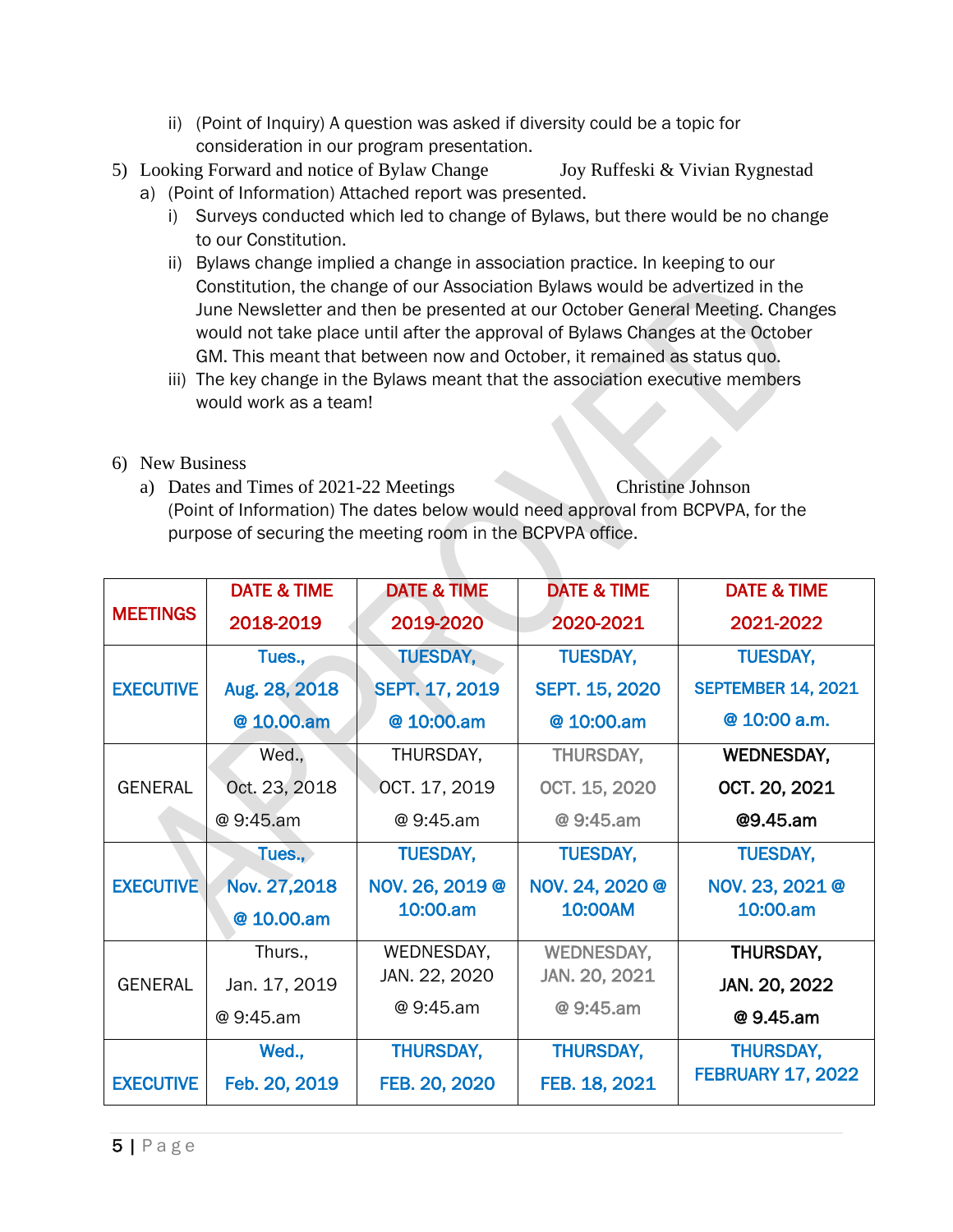ii) (Point of Inquiry) A question was asked if diversity could be a topic for consideration in our program presentation.

5) Looking Forward and notice of Bylaw Change — Joy Ruffeski & Vivian Rygnestad
   a) (Point of Information) Attached report was presented.
      i) Surveys conducted which led to change of Bylaws, but there would be no change to our Constitution.
      ii) Bylaws change implied a change in association practice. In keeping to our Constitution, the change of our Association Bylaws would be advertized in the June Newsletter and then be presented at our October General Meeting. Changes would not take place until after the approval of Bylaws Changes at the October GM. This meant that between now and October, it remained as status quo.
      iii) The key change in the Bylaws meant that the association executive members would work as a team!

6) New Business
   a) Dates and Times of 2021-22 Meetings — Christine Johnson
   (Point of Information) The dates below would need approval from BCPVPA, for the purpose of securing the meeting room in the BCPVPA office.

| MEETINGS | DATE & TIME 2018-2019 | DATE & TIME 2019-2020 | DATE & TIME 2020-2021 | DATE & TIME 2021-2022 |
|---|---|---|---|---|
| EXECUTIVE | Tues., Aug. 28, 2018 @ 10.00.am | TUESDAY, SEPT. 17, 2019 @ 10:00.am | TUESDAY, SEPT. 15, 2020 @ 10:00.am | TUESDAY, SEPTEMBER 14, 2021 @ 10:00 a.m. |
| GENERAL | Wed., Oct. 23, 2018 @ 9:45.am | THURSDAY, OCT. 17, 2019 @ 9:45.am | THURSDAY, OCT. 15, 2020 @ 9:45.am | WEDNESDAY, OCT. 20, 2021 @9.45.am |
| EXECUTIVE | Tues., Nov. 27,2018 @ 10.00.am | TUESDAY, NOV. 26, 2019 @ 10:00.am | TUESDAY, NOV. 24, 2020 @ 10:00AM | TUESDAY, NOV. 23, 2021 @ 10:00.am |
| GENERAL | Thurs., Jan. 17, 2019 @ 9:45.am | WEDNESDAY, JAN. 22, 2020 @ 9:45.am | WEDNESDAY, JAN. 20, 2021 @ 9:45.am | THURSDAY, JAN. 20, 2022 @ 9.45.am |
| EXECUTIVE | Wed., Feb. 20, 2019 | THURSDAY, FEB. 20, 2020 | THURSDAY, FEB. 18, 2021 | THURSDAY, FEBRUARY 17, 2022 |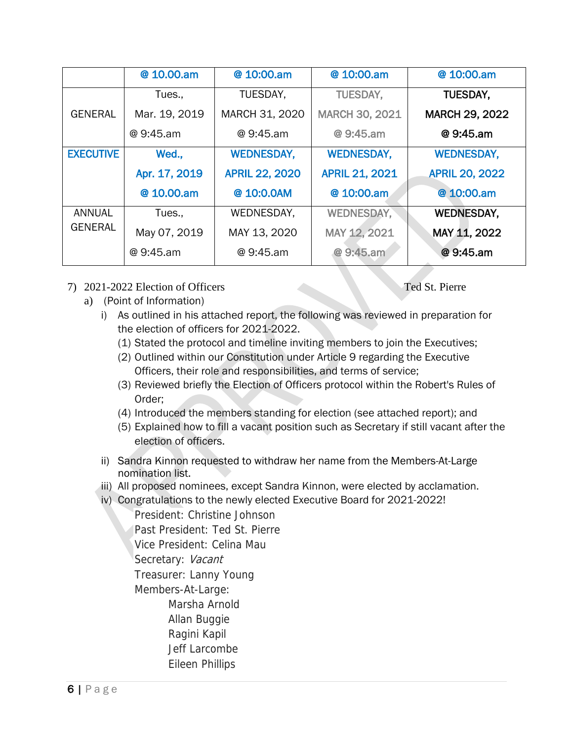| | @ 10.00.am | @ 10:00.am | @ 10:00.am | @ 10:00.am |
|---|---|---|---|---|
| GENERAL | Tues., Mar. 19, 2019 @ 9:45.am | TUESDAY, MARCH 31, 2020 @ 9:45.am | TUESDAY, MARCH 30, 2021 @ 9:45.am | **TUESDAY, MARCH 29, 2022 @ 9:45.am** |
| **EXECUTIVE** | **Wed., Apr. 17, 2019 @ 10.00.am** | **WEDNESDAY, APRIL 22, 2020 @ 10:0.0AM** | **WEDNESDAY, APRIL 21, 2021 @ 10:00.am** | **WEDNESDAY, APRIL 20, 2022 @ 10:00.am** |
| ANNUAL GENERAL | Tues., May 07, 2019 @ 9:45.am | WEDNESDAY, MAY 13, 2020 @ 9:45.am | WEDNESDAY, MAY 12, 2021 @ 9:45.am | **WEDNESDAY, MAY 11, 2022 @ 9:45.am** |

7) 2021-2022 Election of Officers — Ted St. Pierre

a) (Point of Information)

i) As outlined in his attached report, the following was reviewed in preparation for the election of officers for 2021-2022.
   (1) Stated the protocol and timeline inviting members to join the Executives;
   (2) Outlined within our Constitution under Article 9 regarding the Executive Officers, their role and responsibilities, and terms of service;
   (3) Reviewed briefly the Election of Officers protocol within the Robert's Rules of Order;
   (4) Introduced the members standing for election (see attached report); and
   (5) Explained how to fill a vacant position such as Secretary if still vacant after the election of officers.

ii) Sandra Kinnon requested to withdraw her name from the Members-At-Large nomination list.

iii) All proposed nominees, except Sandra Kinnon, were elected by acclamation.

iv) Congratulations to the newly elected Executive Board for 2021-2022!

President: Christine Johnson
Past President: Ted St. Pierre
Vice President: Celina Mau
Secretary: *Vacant*
Treasurer: Lanny Young
Members-At-Large:
- Marsha Arnold
- Allan Buggie
- Ragini Kapil
- Jeff Larcombe
- Eileen Phillips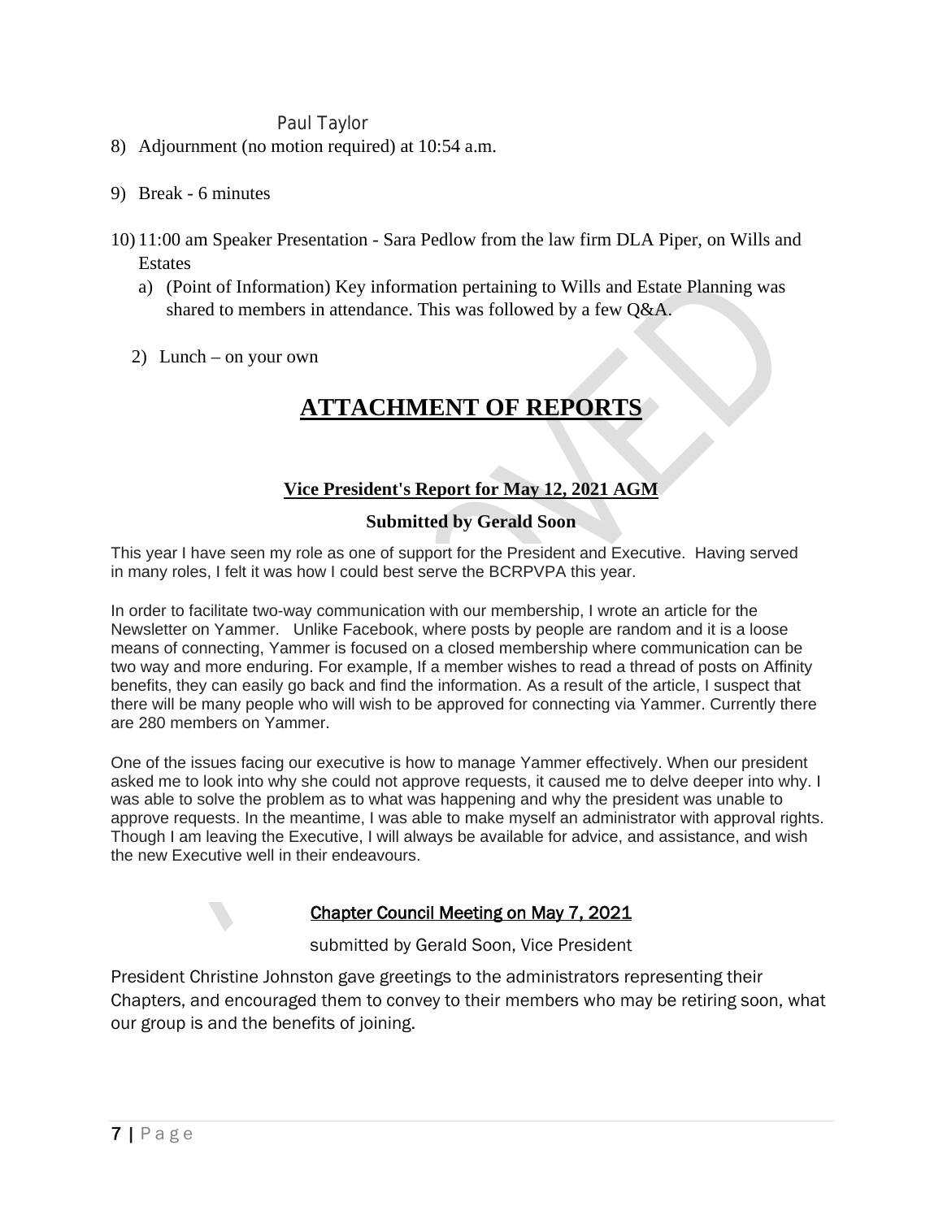Paul Taylor

8) Adjournment (no motion required) at 10:54 a.m.

9) Break - 6 minutes

10) 11:00 am Speaker Presentation - Sara Pedlow from the law firm DLA Piper, on Wills and Estates
    a) (Point of Information) Key information pertaining to Wills and Estate Planning was shared to members in attendance. This was followed by a few Q&A.

2) Lunch – on your own

# ATTACHMENT OF REPORTS

## Vice President's Report for May 12, 2021 AGM

### Submitted by Gerald Soon

This year I have seen my role as one of support for the President and Executive. Having served in many roles, I felt it was how I could best serve the BCRPVPA this year.

In order to facilitate two-way communication with our membership, I wrote an article for the Newsletter on Yammer. Unlike Facebook, where posts by people are random and it is a loose means of connecting, Yammer is focused on a closed membership where communication can be two way and more enduring. For example, If a member wishes to read a thread of posts on Affinity benefits, they can easily go back and find the information. As a result of the article, I suspect that there will be many people who will wish to be approved for connecting via Yammer. Currently there are 280 members on Yammer.

One of the issues facing our executive is how to manage Yammer effectively. When our president asked me to look into why she could not approve requests, it caused me to delve deeper into why. I was able to solve the problem as to what was happening and why the president was unable to approve requests. In the meantime, I was able to make myself an administrator with approval rights. Though I am leaving the Executive, I will always be available for advice, and assistance, and wish the new Executive well in their endeavours.

## Chapter Council Meeting on May 7, 2021

submitted by Gerald Soon, Vice President

President Christine Johnston gave greetings to the administrators representing their Chapters, and encouraged them to convey to their members who may be retiring soon, what our group is and the benefits of joining.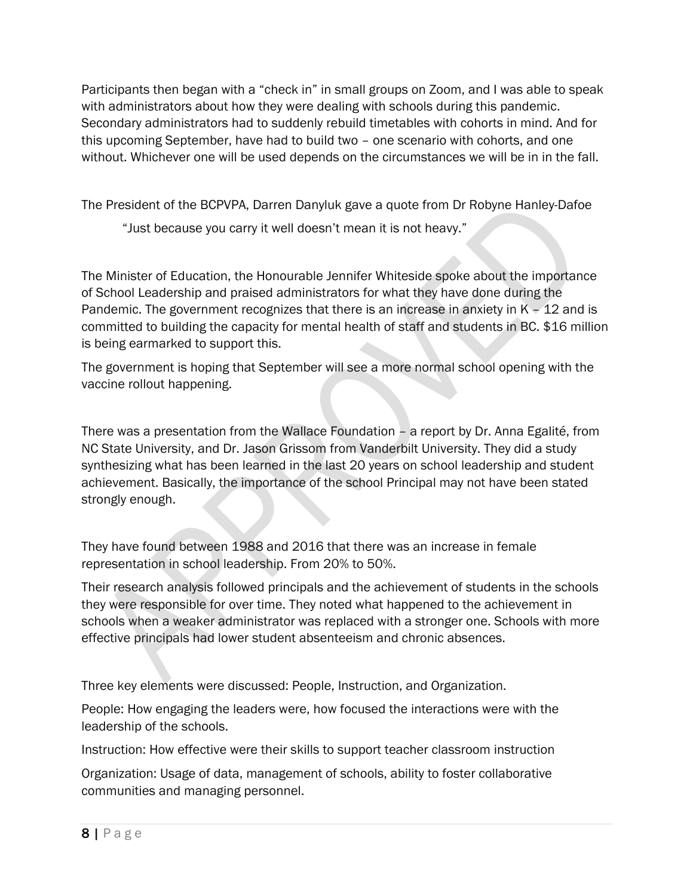Participants then began with a "check in" in small groups on Zoom, and I was able to speak with administrators about how they were dealing with schools during this pandemic. Secondary administrators had to suddenly rebuild timetables with cohorts in mind. And for this upcoming September, have had to build two – one scenario with cohorts, and one without. Whichever one will be used depends on the circumstances we will be in in the fall.

The President of the BCPVPA, Darren Danyluk gave a quote from Dr Robyne Hanley-Dafoe

> "Just because you carry it well doesn't mean it is not heavy."

The Minister of Education, the Honourable Jennifer Whiteside spoke about the importance of School Leadership and praised administrators for what they have done during the Pandemic. The government recognizes that there is an increase in anxiety in K – 12 and is committed to building the capacity for mental health of staff and students in BC. $16 million is being earmarked to support this.

The government is hoping that September will see a more normal school opening with the vaccine rollout happening.

There was a presentation from the Wallace Foundation – a report by Dr. Anna Egalité, from NC State University, and Dr. Jason Grissom from Vanderbilt University. They did a study synthesizing what has been learned in the last 20 years on school leadership and student achievement. Basically, the importance of the school Principal may not have been stated strongly enough.

They have found between 1988 and 2016 that there was an increase in female representation in school leadership. From 20% to 50%.

Their research analysis followed principals and the achievement of students in the schools they were responsible for over time. They noted what happened to the achievement in schools when a weaker administrator was replaced with a stronger one. Schools with more effective principals had lower student absenteeism and chronic absences.

Three key elements were discussed: People, Instruction, and Organization.

People: How engaging the leaders were, how focused the interactions were with the leadership of the schools.

Instruction: How effective were their skills to support teacher classroom instruction

Organization: Usage of data, management of schools, ability to foster collaborative communities and managing personnel.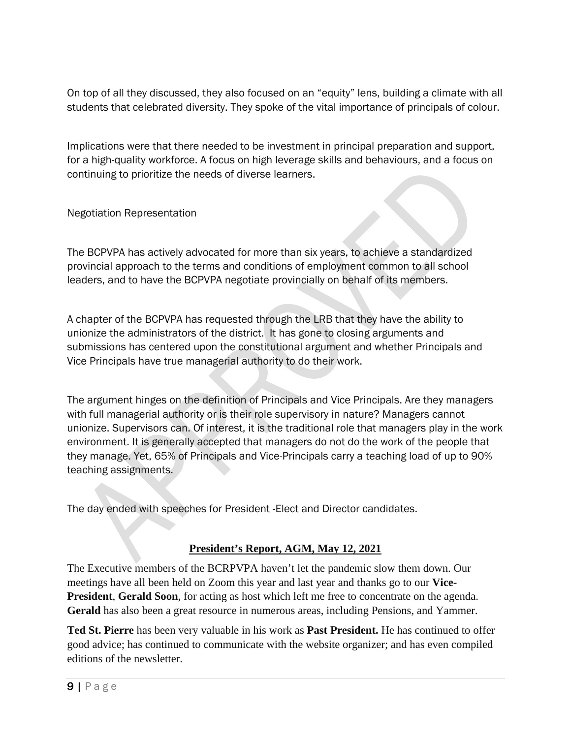On top of all they discussed, they also focused on an "equity" lens, building a climate with all students that celebrated diversity. They spoke of the vital importance of principals of colour.

Implications were that there needed to be investment in principal preparation and support, for a high-quality workforce. A focus on high leverage skills and behaviours, and a focus on continuing to prioritize the needs of diverse learners.

Negotiation Representation

The BCPVPA has actively advocated for more than six years, to achieve a standardized provincial approach to the terms and conditions of employment common to all school leaders, and to have the BCPVPA negotiate provincially on behalf of its members.

A chapter of the BCPVPA has requested through the LRB that they have the ability to unionize the administrators of the district. It has gone to closing arguments and submissions has centered upon the constitutional argument and whether Principals and Vice Principals have true managerial authority to do their work.

The argument hinges on the definition of Principals and Vice Principals. Are they managers with full managerial authority or is their role supervisory in nature? Managers cannot unionize. Supervisors can. Of interest, it is the traditional role that managers play in the work environment. It is generally accepted that managers do not do the work of the people that they manage. Yet, 65% of Principals and Vice-Principals carry a teaching load of up to 90% teaching assignments.

The day ended with speeches for President -Elect and Director candidates.

## **President's Report, AGM, May 12, 2021**

The Executive members of the BCRPVPA haven't let the pandemic slow them down. Our meetings have all been held on Zoom this year and last year and thanks go to our **Vice-President**, **Gerald Soon**, for acting as host which left me free to concentrate on the agenda. **Gerald** has also been a great resource in numerous areas, including Pensions, and Yammer.

**Ted St. Pierre** has been very valuable in his work as **Past President.** He has continued to offer good advice; has continued to communicate with the website organizer; and has even compiled editions of the newsletter.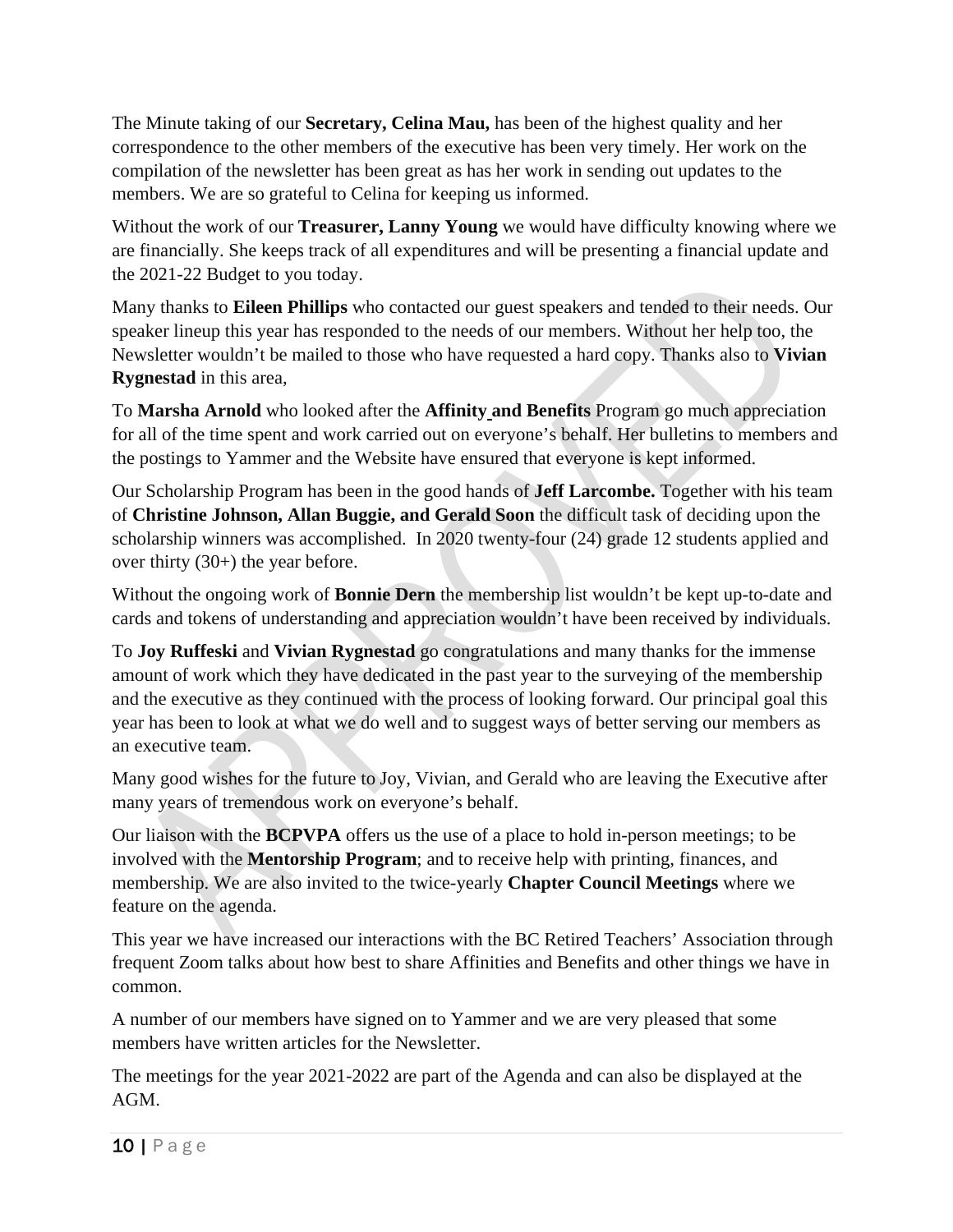The Minute taking of our **Secretary, Celina Mau,** has been of the highest quality and her correspondence to the other members of the executive has been very timely. Her work on the compilation of the newsletter has been great as has her work in sending out updates to the members. We are so grateful to Celina for keeping us informed.

Without the work of our **Treasurer, Lanny Young** we would have difficulty knowing where we are financially. She keeps track of all expenditures and will be presenting a financial update and the 2021-22 Budget to you today.

Many thanks to **Eileen Phillips** who contacted our guest speakers and tended to their needs. Our speaker lineup this year has responded to the needs of our members. Without her help too, the Newsletter wouldn't be mailed to those who have requested a hard copy. Thanks also to **Vivian Rygnestad** in this area,

To **Marsha Arnold** who looked after the **Affinity and Benefits** Program go much appreciation for all of the time spent and work carried out on everyone's behalf. Her bulletins to members and the postings to Yammer and the Website have ensured that everyone is kept informed.

Our Scholarship Program has been in the good hands of **Jeff Larcombe.** Together with his team of **Christine Johnson, Allan Buggie, and Gerald Soon** the difficult task of deciding upon the scholarship winners was accomplished. In 2020 twenty-four (24) grade 12 students applied and over thirty (30+) the year before.

Without the ongoing work of **Bonnie Dern** the membership list wouldn't be kept up-to-date and cards and tokens of understanding and appreciation wouldn't have been received by individuals.

To **Joy Ruffeski** and **Vivian Rygnestad** go congratulations and many thanks for the immense amount of work which they have dedicated in the past year to the surveying of the membership and the executive as they continued with the process of looking forward. Our principal goal this year has been to look at what we do well and to suggest ways of better serving our members as an executive team.

Many good wishes for the future to Joy, Vivian, and Gerald who are leaving the Executive after many years of tremendous work on everyone's behalf.

Our liaison with the **BCPVPA** offers us the use of a place to hold in-person meetings; to be involved with the **Mentorship Program**; and to receive help with printing, finances, and membership. We are also invited to the twice-yearly **Chapter Council Meetings** where we feature on the agenda.

This year we have increased our interactions with the BC Retired Teachers' Association through frequent Zoom talks about how best to share Affinities and Benefits and other things we have in common.

A number of our members have signed on to Yammer and we are very pleased that some members have written articles for the Newsletter.

The meetings for the year 2021-2022 are part of the Agenda and can also be displayed at the AGM.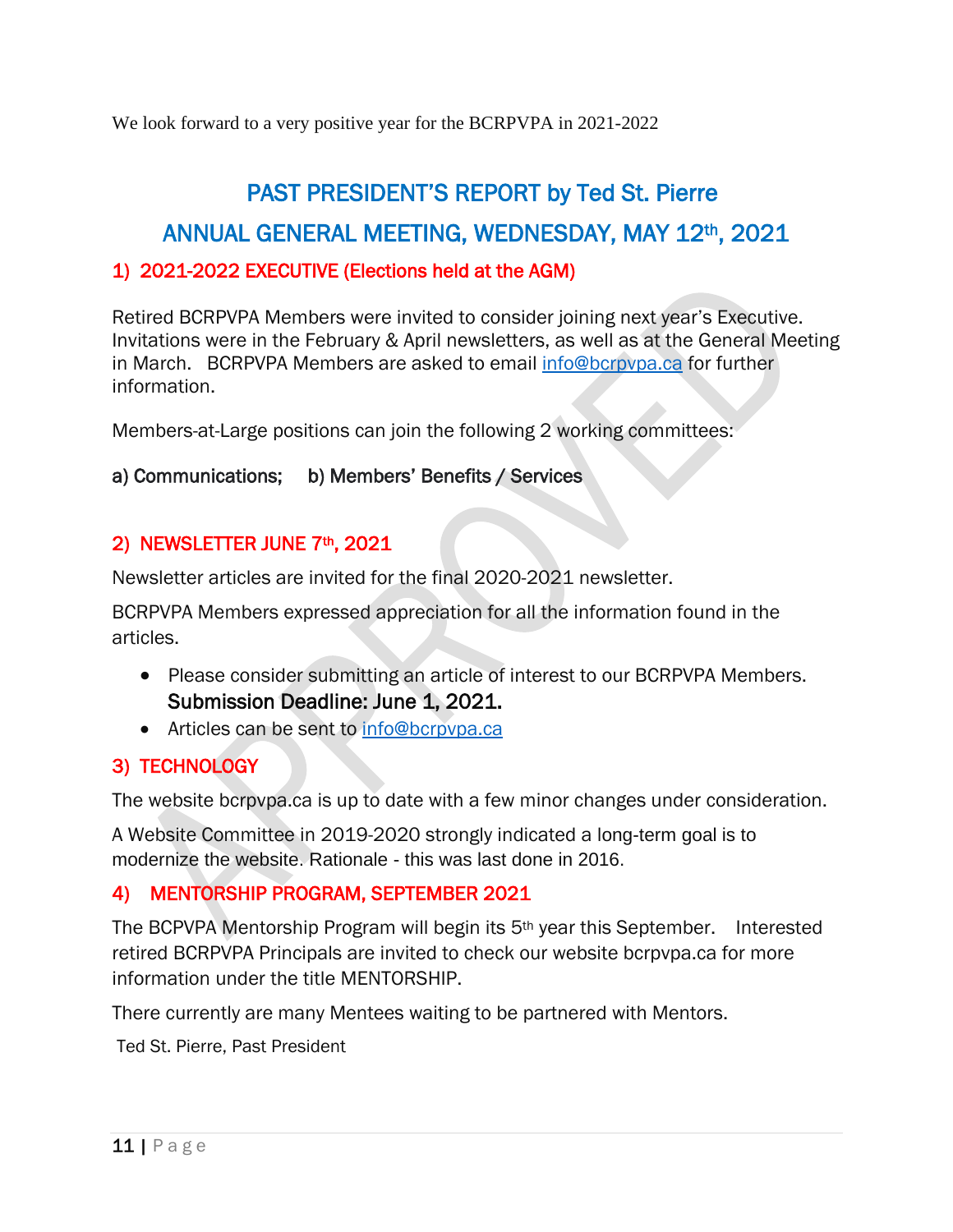We look forward to a very positive year for the BCRPVPA in 2021-2022

# PAST PRESIDENT'S REPORT by Ted St. Pierre

# ANNUAL GENERAL MEETING, WEDNESDAY, MAY 12th, 2021

## 1) 2021-2022 EXECUTIVE (Elections held at the AGM)

Retired BCRPVPA Members were invited to consider joining next year's Executive. Invitations were in the February & April newsletters, as well as at the General Meeting in March. BCRPVPA Members are asked to email info@bcrpvpa.ca for further information.

Members-at-Large positions can join the following 2 working committees:

a) Communications; b) Members' Benefits / Services

## 2) NEWSLETTER JUNE 7th, 2021

Newsletter articles are invited for the final 2020-2021 newsletter.

BCRPVPA Members expressed appreciation for all the information found in the articles.

- Please consider submitting an article of interest to our BCRPVPA Members. **Submission Deadline: June 1, 2021.**
- Articles can be sent to info@bcrpvpa.ca

## 3) TECHNOLOGY

The website bcrpvpa.ca is up to date with a few minor changes under consideration.

A Website Committee in 2019-2020 strongly indicated a long-term goal is to modernize the website. Rationale - this was last done in 2016.

## 4) MENTORSHIP PROGRAM, SEPTEMBER 2021

The BCPVPA Mentorship Program will begin its 5th year this September. Interested retired BCRPVPA Principals are invited to check our website bcrpvpa.ca for more information under the title MENTORSHIP.

There currently are many Mentees waiting to be partnered with Mentors.

Ted St. Pierre, Past President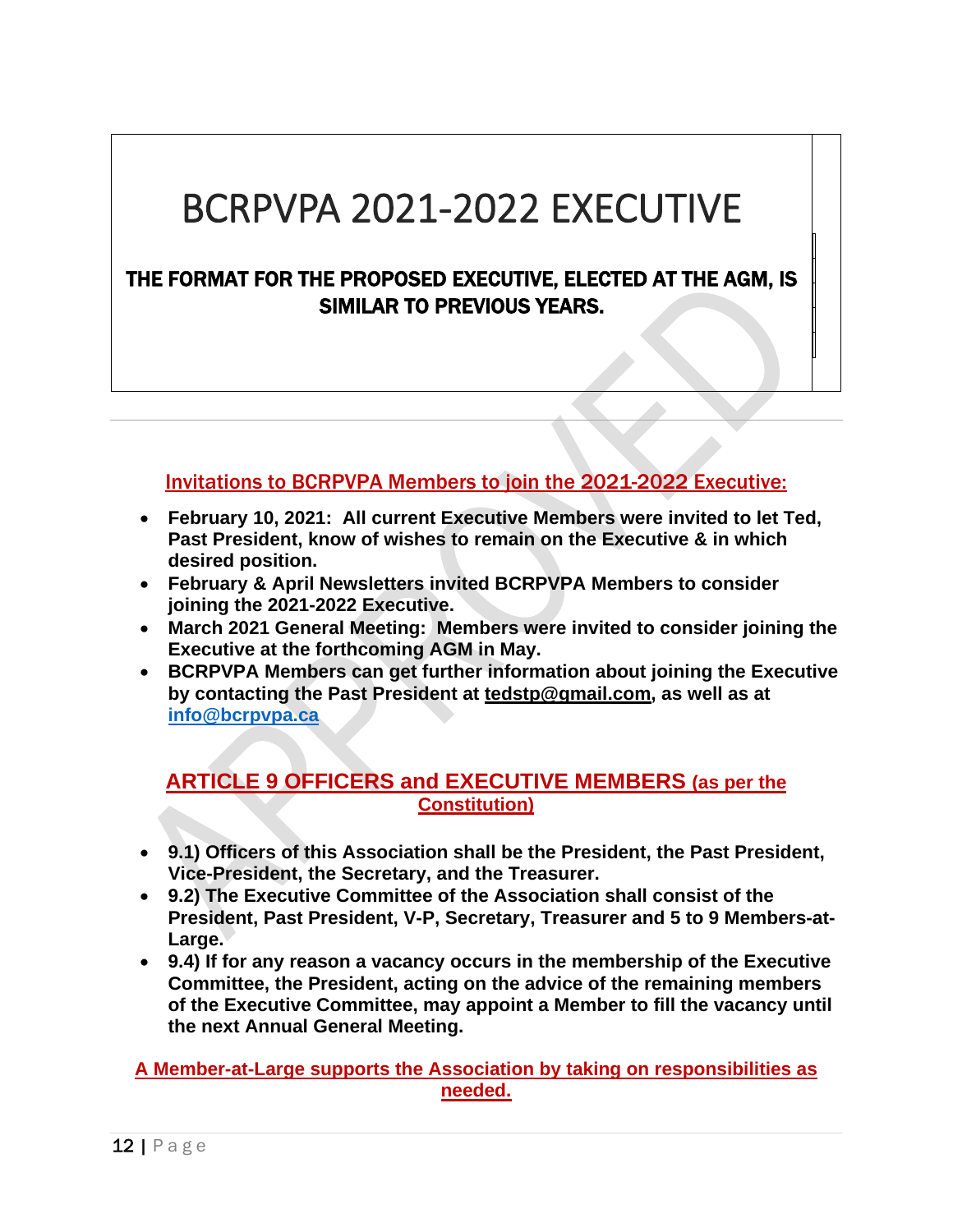# BCRPVPA 2021-2022 EXECUTIVE

**THE FORMAT FOR THE PROPOSED EXECUTIVE, ELECTED AT THE AGM, IS SIMILAR TO PREVIOUS YEARS.**

## Invitations to BCRPVPA Members to join the 2021-2022 Executive:

- **February 10, 2021: All current Executive Members were invited to let Ted, Past President, know of wishes to remain on the Executive & in which desired position.**
- **February & April Newsletters invited BCRPVPA Members to consider joining the 2021-2022 Executive.**
- **March 2021 General Meeting: Members were invited to consider joining the Executive at the forthcoming AGM in May.**
- **BCRPVPA Members can get further information about joining the Executive by contacting the Past President at tedstp@gmail.com, as well as at info@bcrpvpa.ca**

## ARTICLE 9 OFFICERS and EXECUTIVE MEMBERS (as per the Constitution)

- **9.1) Officers of this Association shall be the President, the Past President, Vice-President, the Secretary, and the Treasurer.**
- **9.2) The Executive Committee of the Association shall consist of the President, Past President, V-P, Secretary, Treasurer and 5 to 9 Members-at-Large.**
- **9.4) If for any reason a vacancy occurs in the membership of the Executive Committee, the President, acting on the advice of the remaining members of the Executive Committee, may appoint a Member to fill the vacancy until the next Annual General Meeting.**

**A Member-at-Large supports the Association by taking on responsibilities as needed.**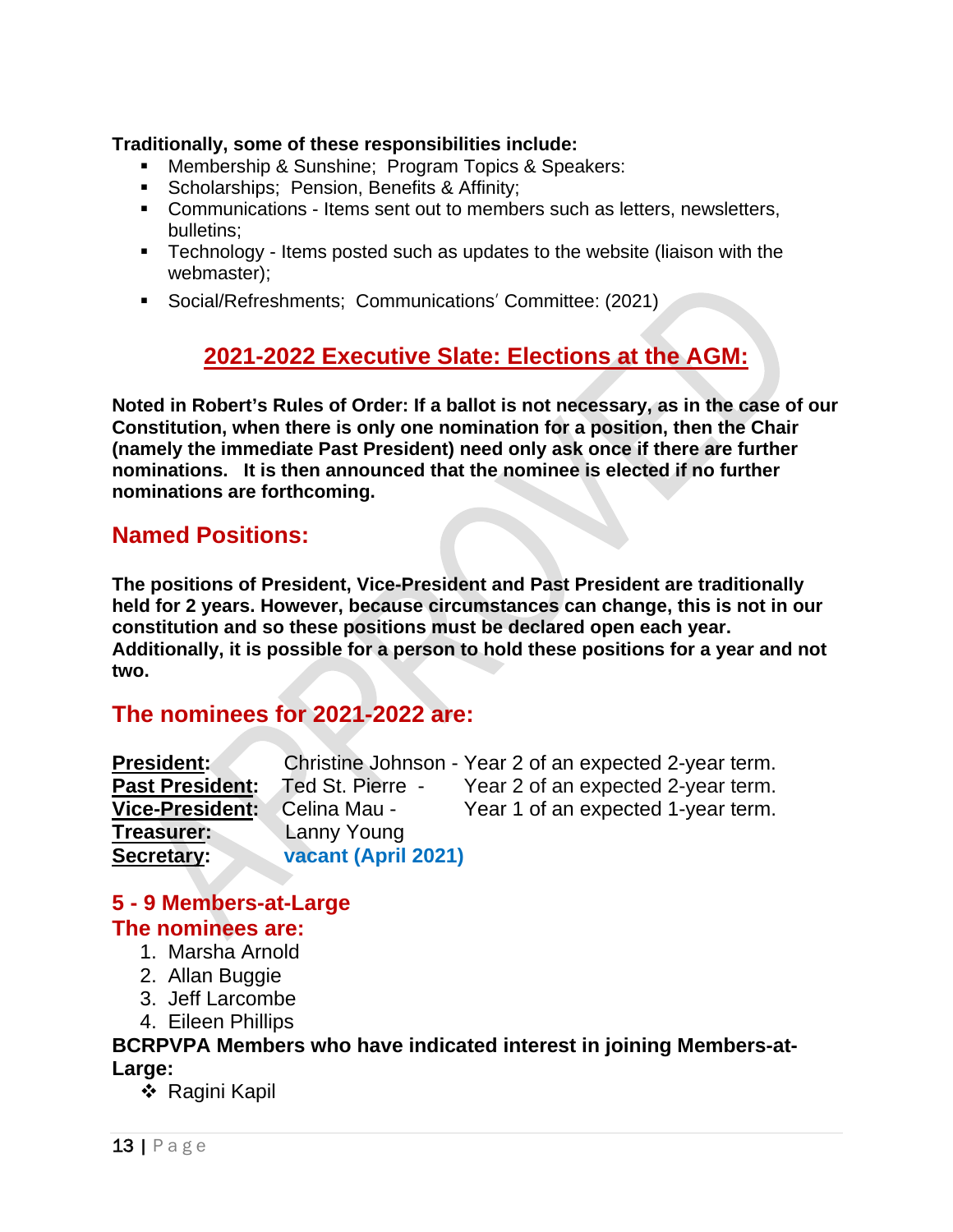**Traditionally, some of these responsibilities include:**

- Membership & Sunshine; Program Topics & Speakers:
- Scholarships; Pension, Benefits & Affinity;
- Communications - Items sent out to members such as letters, newsletters, bulletins;
- Technology - Items posted such as updates to the website (liaison with the webmaster);
- Social/Refreshments; Communications' Committee: (2021)

## 2021-2022 Executive Slate: Elections at the AGM:

**Noted in Robert's Rules of Order: If a ballot is not necessary, as in the case of our Constitution, when there is only one nomination for a position, then the Chair (namely the immediate Past President) need only ask once if there are further nominations. It is then announced that the nominee is elected if no further nominations are forthcoming.**

### Named Positions:

**The positions of President, Vice-President and Past President are traditionally held for 2 years. However, because circumstances can change, this is not in our constitution and so these positions must be declared open each year. Additionally, it is possible for a person to hold these positions for a year and not two.**

### The nominees for 2021-2022 are:

| | | |
|---|---|---|
| **President:** | Christine Johnson - | Year 2 of an expected 2-year term. |
| **Past President:** | Ted St. Pierre - | Year 2 of an expected 2-year term. |
| **Vice-President:** | Celina Mau - | Year 1 of an expected 1-year term. |
| **Treasurer:** | Lanny Young | |
| **Secretary:** | **vacant (April 2021)** | |

### 5 - 9 Members-at-Large
### The nominees are:

1. Marsha Arnold
2. Allan Buggie
3. Jeff Larcombe
4. Eileen Phillips

**BCRPVPA Members who have indicated interest in joining Members-at-Large:**

- Ragini Kapil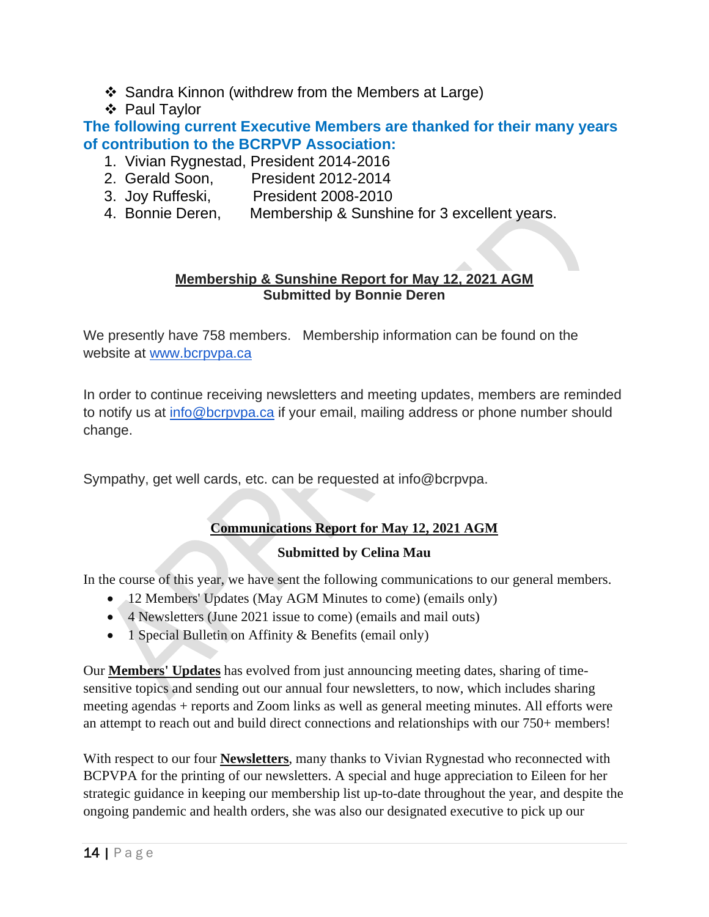- Sandra Kinnon (withdrew from the Members at Large)
- Paul Taylor

**The following current Executive Members are thanked for their many years of contribution to the BCRPVP Association:**

1. Vivian Rygnestad, President 2014-2016
2. Gerald Soon, President 2012-2014
3. Joy Ruffeski, President 2008-2010
4. Bonnie Deren, Membership & Sunshine for 3 excellent years.

## Membership & Sunshine Report for May 12, 2021 AGM

**Submitted by Bonnie Deren**

We presently have 758 members. Membership information can be found on the website at www.bcrpvpa.ca

In order to continue receiving newsletters and meeting updates, members are reminded to notify us at info@bcrpvpa.ca if your email, mailing address or phone number should change.

Sympathy, get well cards, etc. can be requested at info@bcrpvpa.

## Communications Report for May 12, 2021 AGM

**Submitted by Celina Mau**

In the course of this year, we have sent the following communications to our general members.

- 12 Members' Updates (May AGM Minutes to come) (emails only)
- 4 Newsletters (June 2021 issue to come) (emails and mail outs)
- 1 Special Bulletin on Affinity & Benefits (email only)

Our **Members' Updates** has evolved from just announcing meeting dates, sharing of time-sensitive topics and sending out our annual four newsletters, to now, which includes sharing meeting agendas + reports and Zoom links as well as general meeting minutes. All efforts were an attempt to reach out and build direct connections and relationships with our 750+ members!

With respect to our four **Newsletters**, many thanks to Vivian Rygnestad who reconnected with BCPVPA for the printing of our newsletters. A special and huge appreciation to Eileen for her strategic guidance in keeping our membership list up-to-date throughout the year, and despite the ongoing pandemic and health orders, she was also our designated executive to pick up our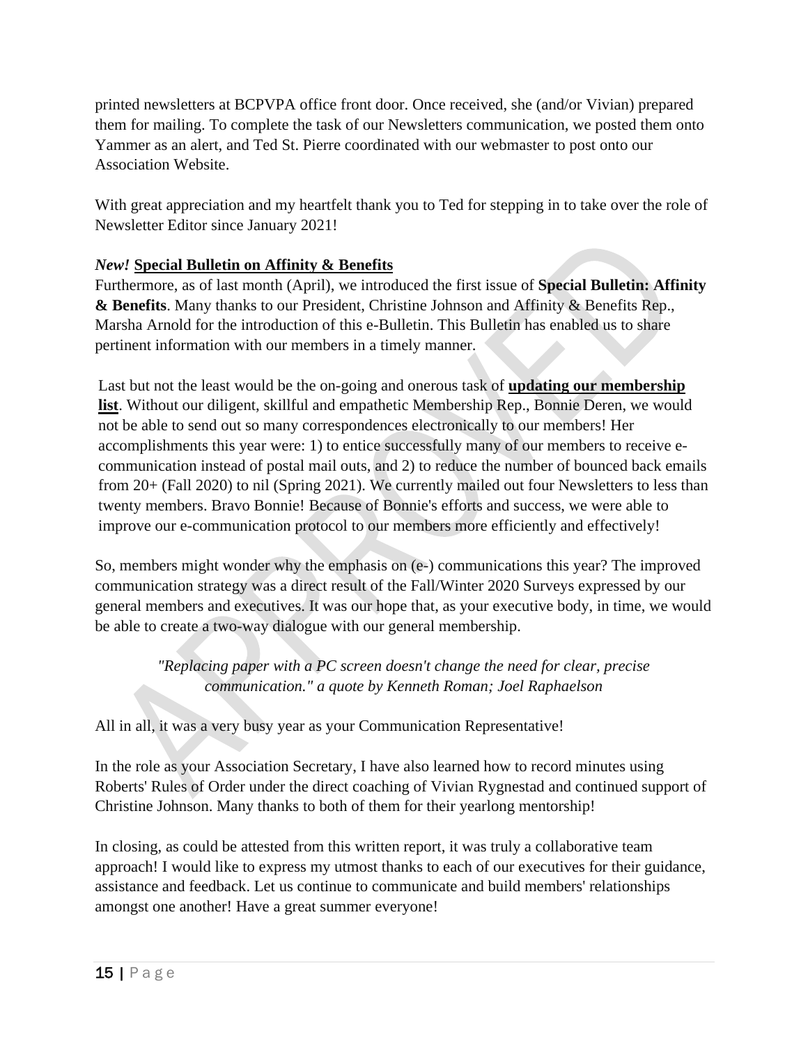printed newsletters at BCPVPA office front door. Once received, she (and/or Vivian) prepared them for mailing. To complete the task of our Newsletters communication, we posted them onto Yammer as an alert, and Ted St. Pierre coordinated with our webmaster to post onto our Association Website.

With great appreciation and my heartfelt thank you to Ted for stepping in to take over the role of Newsletter Editor since January 2021!

***New!* <u>Special Bulletin on Affinity & Benefits</u>**

Furthermore, as of last month (April), we introduced the first issue of **Special Bulletin: Affinity & Benefits**. Many thanks to our President, Christine Johnson and Affinity & Benefits Rep., Marsha Arnold for the introduction of this e-Bulletin. This Bulletin has enabled us to share pertinent information with our members in a timely manner.

Last but not the least would be the on-going and onerous task of **<u>updating our membership list</u>**. Without our diligent, skillful and empathetic Membership Rep., Bonnie Deren, we would not be able to send out so many correspondences electronically to our members! Her accomplishments this year were: 1) to entice successfully many of our members to receive e-communication instead of postal mail outs, and 2) to reduce the number of bounced back emails from 20+ (Fall 2020) to nil (Spring 2021). We currently mailed out four Newsletters to less than twenty members. Bravo Bonnie! Because of Bonnie's efforts and success, we were able to improve our e-communication protocol to our members more efficiently and effectively!

So, members might wonder why the emphasis on (e-) communications this year? The improved communication strategy was a direct result of the Fall/Winter 2020 Surveys expressed by our general members and executives. It was our hope that, as your executive body, in time, we would be able to create a two-way dialogue with our general membership.

*"Replacing paper with a PC screen doesn't change the need for clear, precise communication." a quote by Kenneth Roman; Joel Raphaelson*

All in all, it was a very busy year as your Communication Representative!

In the role as your Association Secretary, I have also learned how to record minutes using Roberts' Rules of Order under the direct coaching of Vivian Rygnestad and continued support of Christine Johnson. Many thanks to both of them for their yearlong mentorship!

In closing, as could be attested from this written report, it was truly a collaborative team approach! I would like to express my utmost thanks to each of our executives for their guidance, assistance and feedback. Let us continue to communicate and build members' relationships amongst one another! Have a great summer everyone!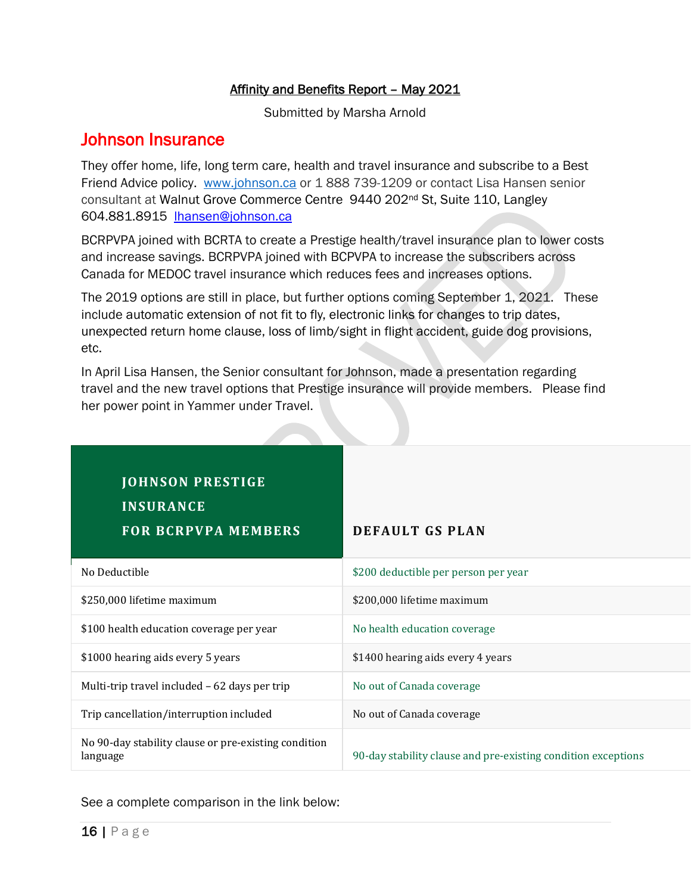## Affinity and Benefits Report – May 2021

Submitted by Marsha Arnold

## Johnson Insurance

They offer home, life, long term care, health and travel insurance and subscribe to a Best Friend Advice policy. www.johnson.ca or 1 888 739-1209 or contact Lisa Hansen senior consultant at Walnut Grove Commerce Centre 9440 202nd St, Suite 110, Langley 604.881.8915 lhansen@johnson.ca

BCRPVPA joined with BCRTA to create a Prestige health/travel insurance plan to lower costs and increase savings. BCRPVPA joined with BCPVPA to increase the subscribers across Canada for MEDOC travel insurance which reduces fees and increases options.

The 2019 options are still in place, but further options coming September 1, 2021. These include automatic extension of not fit to fly, electronic links for changes to trip dates, unexpected return home clause, loss of limb/sight in flight accident, guide dog provisions, etc.

In April Lisa Hansen, the Senior consultant for Johnson, made a presentation regarding travel and the new travel options that Prestige insurance will provide members. Please find her power point in Yammer under Travel.

| JOHNSON PRESTIGE INSURANCE FOR BCRPVPA MEMBERS | DEFAULT GS PLAN |
|---|---|
| No Deductible | $200 deductible per person per year |
| $250,000 lifetime maximum | $200,000 lifetime maximum |
| $100 health education coverage per year | No health education coverage |
| $1000 hearing aids every 5 years | $1400 hearing aids every 4 years |
| Multi-trip travel included – 62 days per trip | No out of Canada coverage |
| Trip cancellation/interruption included | No out of Canada coverage |
| No 90-day stability clause or pre-existing condition language | 90-day stability clause and pre-existing condition exceptions |

See a complete comparison in the link below: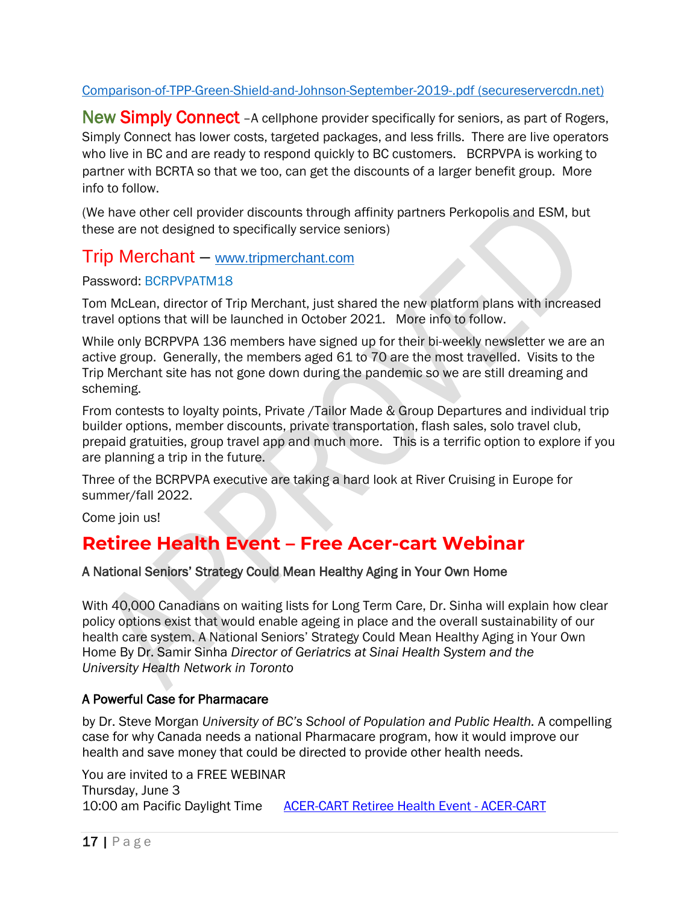[Comparison-of-TPP-Green-Shield-and-Johnson-September-2019-.pdf (secureservercdn.net)]

**New Simply Connect** –A cellphone provider specifically for seniors, as part of Rogers, Simply Connect has lower costs, targeted packages, and less frills. There are live operators who live in BC and are ready to respond quickly to BC customers. BCRPVPA is working to partner with BCRTA so that we too, can get the discounts of a larger benefit group. More info to follow.

(We have other cell provider discounts through affinity partners Perkopolis and ESM, but these are not designed to specifically service seniors)

## Trip Merchant – www.tripmerchant.com

Password: BCRPVPATM18

Tom McLean, director of Trip Merchant, just shared the new platform plans with increased travel options that will be launched in October 2021. More info to follow.

While only BCRPVPA 136 members have signed up for their bi-weekly newsletter we are an active group. Generally, the members aged 61 to 70 are the most travelled. Visits to the Trip Merchant site has not gone down during the pandemic so we are still dreaming and scheming.

From contests to loyalty points, Private /Tailor Made & Group Departures and individual trip builder options, member discounts, private transportation, flash sales, solo travel club, prepaid gratuities, group travel app and much more. This is a terrific option to explore if you are planning a trip in the future.

Three of the BCRPVPA executive are taking a hard look at River Cruising in Europe for summer/fall 2022.

Come join us!

## Retiree Health Event – Free Acer-cart Webinar

### A National Seniors' Strategy Could Mean Healthy Aging in Your Own Home

With 40,000 Canadians on waiting lists for Long Term Care, Dr. Sinha will explain how clear policy options exist that would enable ageing in place and the overall sustainability of our health care system. A National Seniors' Strategy Could Mean Healthy Aging in Your Own Home By Dr. Samir Sinha *Director of Geriatrics at Sinai Health System and the University Health Network in Toronto*

### A Powerful Case for Pharmacare

by Dr. Steve Morgan *University of BC's School of Population and Public Health.* A compelling case for why Canada needs a national Pharmacare program, how it would improve our health and save money that could be directed to provide other health needs.

You are invited to a FREE WEBINAR  
Thursday, June 3  
10:00 am Pacific Daylight Time ACER-CART Retiree Health Event - ACER-CART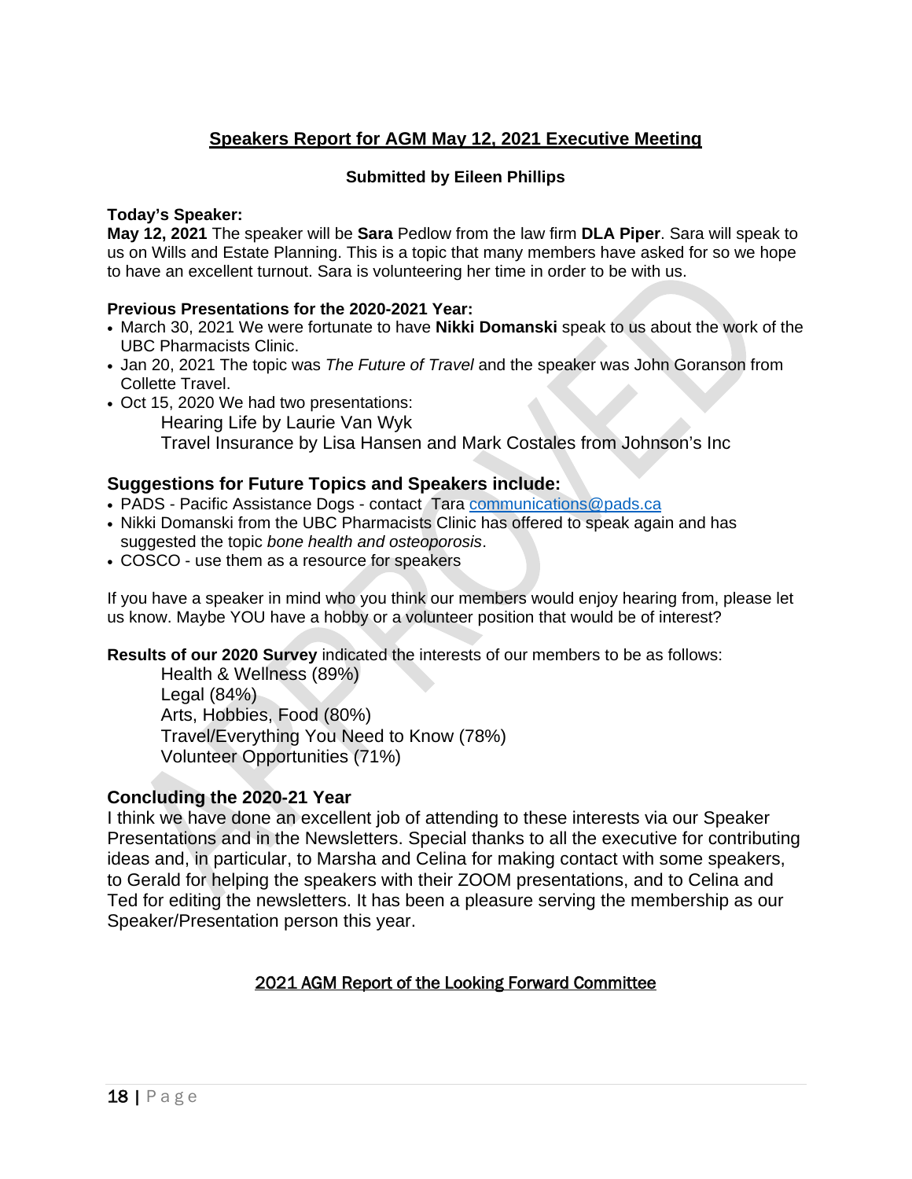## Speakers Report for AGM May 12, 2021 Executive Meeting

**Submitted by Eileen Phillips**

**Today's Speaker:**
**May 12, 2021** The speaker will be **Sara** Pedlow from the law firm **DLA Piper**. Sara will speak to us on Wills and Estate Planning. This is a topic that many members have asked for so we hope to have an excellent turnout. Sara is volunteering her time in order to be with us.

**Previous Presentations for the 2020-2021 Year:**

- March 30, 2021 We were fortunate to have **Nikki Domanski** speak to us about the work of the UBC Pharmacists Clinic.
- Jan 20, 2021 The topic was *The Future of Travel* and the speaker was John Goranson from Collette Travel.
- Oct 15, 2020 We had two presentations:
  Hearing Life by Laurie Van Wyk
  Travel Insurance by Lisa Hansen and Mark Costales from Johnson's Inc

### Suggestions for Future Topics and Speakers include:

- PADS - Pacific Assistance Dogs - contact Tara communications@pads.ca
- Nikki Domanski from the UBC Pharmacists Clinic has offered to speak again and has suggested the topic *bone health and osteoporosis*.
- COSCO - use them as a resource for speakers

If you have a speaker in mind who you think our members would enjoy hearing from, please let us know. Maybe YOU have a hobby or a volunteer position that would be of interest?

**Results of our 2020 Survey** indicated the interests of our members to be as follows:

Health & Wellness (89%)
Legal (84%)
Arts, Hobbies, Food (80%)
Travel/Everything You Need to Know (78%)
Volunteer Opportunities (71%)

### Concluding the 2020-21 Year

I think we have done an excellent job of attending to these interests via our Speaker Presentations and in the Newsletters. Special thanks to all the executive for contributing ideas and, in particular, to Marsha and Celina for making contact with some speakers, to Gerald for helping the speakers with their ZOOM presentations, and to Celina and Ted for editing the newsletters. It has been a pleasure serving the membership as our Speaker/Presentation person this year.

## 2021 AGM Report of the Looking Forward Committee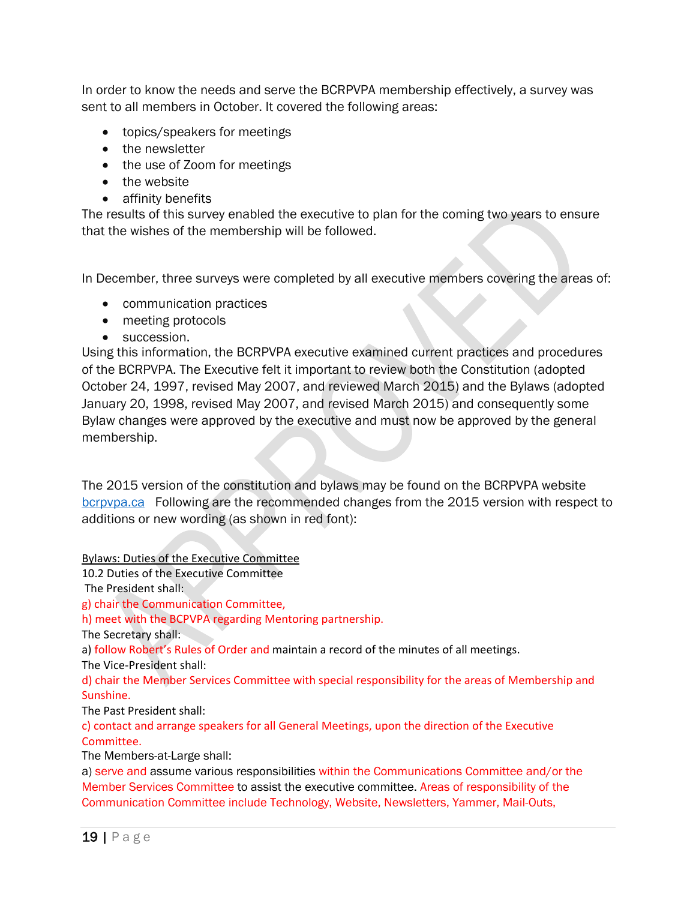In order to know the needs and serve the BCRPVPA membership effectively, a survey was sent to all members in October. It covered the following areas:

- topics/speakers for meetings
- the newsletter
- the use of Zoom for meetings
- the website
- affinity benefits

The results of this survey enabled the executive to plan for the coming two years to ensure that the wishes of the membership will be followed.

In December, three surveys were completed by all executive members covering the areas of:

- communication practices
- meeting protocols
- succession.

Using this information, the BCRPVPA executive examined current practices and procedures of the BCRPVPA. The Executive felt it important to review both the Constitution (adopted October 24, 1997, revised May 2007, and reviewed March 2015) and the Bylaws (adopted January 20, 1998, revised May 2007, and revised March 2015) and consequently some Bylaw changes were approved by the executive and must now be approved by the general membership.

The 2015 version of the constitution and bylaws may be found on the BCRPVPA website bcrpvpa.ca Following are the recommended changes from the 2015 version with respect to additions or new wording (as shown in red font):

<u>Bylaws: Duties of the Executive Committee</u>

10.2 Duties of the Executive Committee

The President shall:

g) chair the Communication Committee,

h) meet with the BCPVPA regarding Mentoring partnership.

The Secretary shall:

a) follow Robert's Rules of Order and maintain a record of the minutes of all meetings.

The Vice-President shall:

d) chair the Member Services Committee with special responsibility for the areas of Membership and Sunshine.

The Past President shall:

c) contact and arrange speakers for all General Meetings, upon the direction of the Executive Committee.

The Members-at-Large shall:

a) serve and assume various responsibilities within the Communications Committee and/or the Member Services Committee to assist the executive committee. Areas of responsibility of the Communication Committee include Technology, Website, Newsletters, Yammer, Mail-Outs,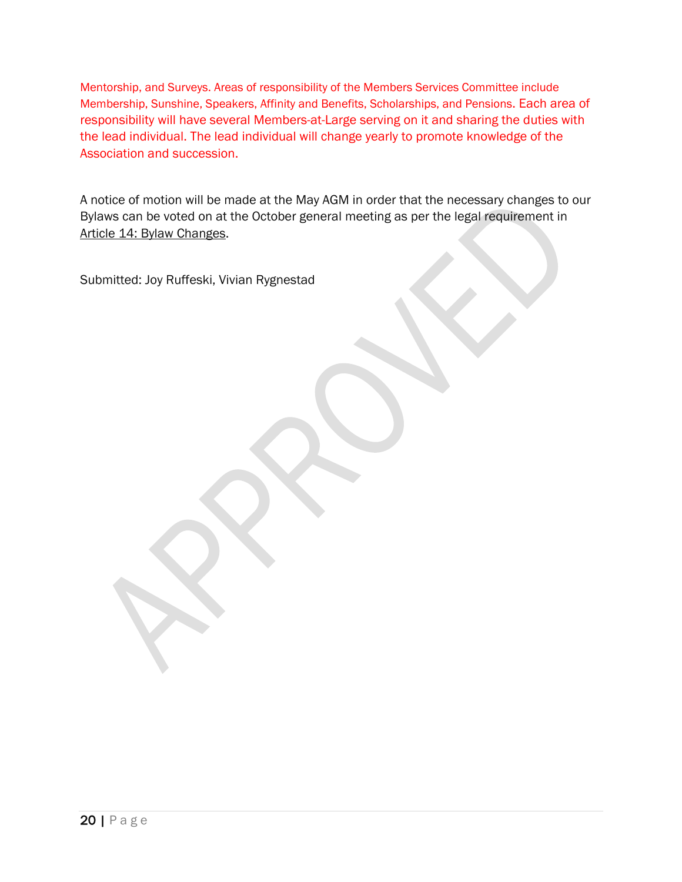Mentorship, and Surveys. Areas of responsibility of the Members Services Committee include Membership, Sunshine, Speakers, Affinity and Benefits, Scholarships, and Pensions. Each area of responsibility will have several Members-at-Large serving on it and sharing the duties with the lead individual. The lead individual will change yearly to promote knowledge of the Association and succession.

A notice of motion will be made at the May AGM in order that the necessary changes to our Bylaws can be voted on at the October general meeting as per the legal requirement in Article 14: Bylaw Changes.

Submitted: Joy Ruffeski, Vivian Rygnestad

APPROVED